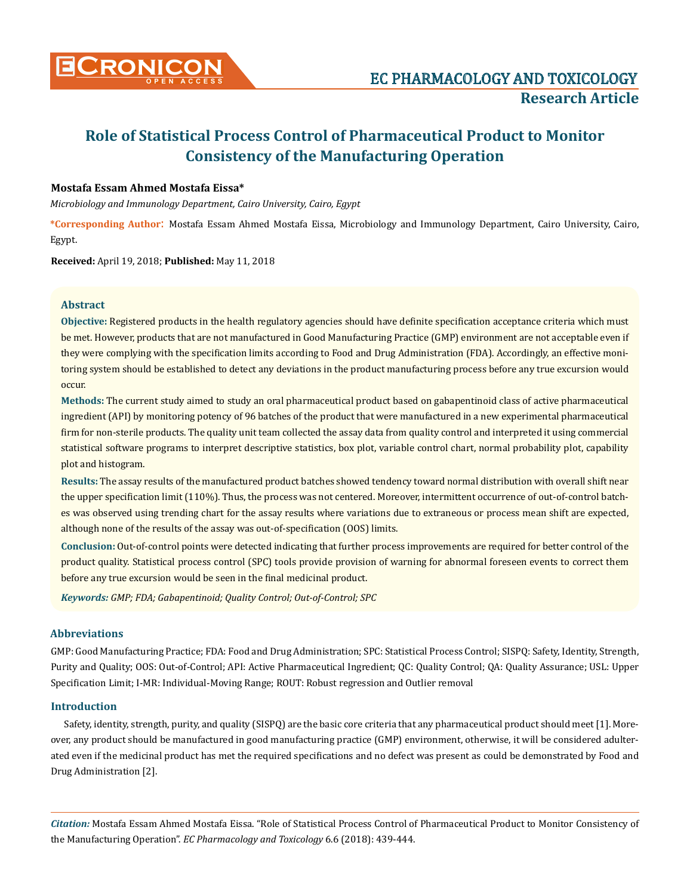# Role of Statistical Process Control of Pharmaceutical Product to Monitor Consistency of the Manufacturing Operation

**Mostafa Essam Ahmed Mostafa Eissa***

*Microbiology and Immunology Department, Cairo University, Cairo, Egypt*

**\*Corresponding Author**: Mostafa Essam Ahmed Mostafa Eissa, Microbiology and Immunology Department, Cairo University, Cairo, Egypt.

**Received:** April 19, 2018; **Published:** May 11, 2018

## Abstract

**Objective:** Registered products in the health regulatory agencies should have definite specification acceptance criteria which must be met. However, products that are not manufactured in Good Manufacturing Practice (GMP) environment are not acceptable even if they were complying with the specification limits according to Food and Drug Administration (FDA). Accordingly, an effective monitoring system should be established to detect any deviations in the product manufacturing process before any true excursion would occur.

**Methods:** The current study aimed to study an oral pharmaceutical product based on gabapentinoid class of active pharmaceutical ingredient (API) by monitoring potency of 96 batches of the product that were manufactured in a new experimental pharmaceutical firm for non-sterile products. The quality unit team collected the assay data from quality control and interpreted it using commercial statistical software programs to interpret descriptive statistics, box plot, variable control chart, normal probability plot, capability plot and histogram.

**Results:** The assay results of the manufactured product batches showed tendency toward normal distribution with overall shift near the upper specification limit (110%). Thus, the process was not centered. Moreover, intermittent occurrence of out-of-control batches was observed using trending chart for the assay results where variations due to extraneous or process mean shift are expected, although none of the results of the assay was out-of-specification (OOS) limits.

**Conclusion:** Out-of-control points were detected indicating that further process improvements are required for better control of the product quality. Statistical process control (SPC) tools provide provision of warning for abnormal foreseen events to correct them before any true excursion would be seen in the final medicinal product.

***Keywords:*** *GMP; FDA; Gabapentinoid; Quality Control; Out-of-Control; SPC*

## Abbreviations

GMP: Good Manufacturing Practice; FDA: Food and Drug Administration; SPC: Statistical Process Control; SISPQ: Safety, Identity, Strength, Purity and Quality; OOS: Out-of-Control; API: Active Pharmaceutical Ingredient; QC: Quality Control; QA: Quality Assurance; USL: Upper Specification Limit; I-MR: Individual-Moving Range; ROUT: Robust regression and Outlier removal

## Introduction

Safety, identity, strength, purity, and quality (SISPQ) are the basic core criteria that any pharmaceutical product should meet [1]. Moreover, any product should be manufactured in good manufacturing practice (GMP) environment, otherwise, it will be considered adulterated even if the medicinal product has met the required specifications and no defect was present as could be demonstrated by Food and Drug Administration [2].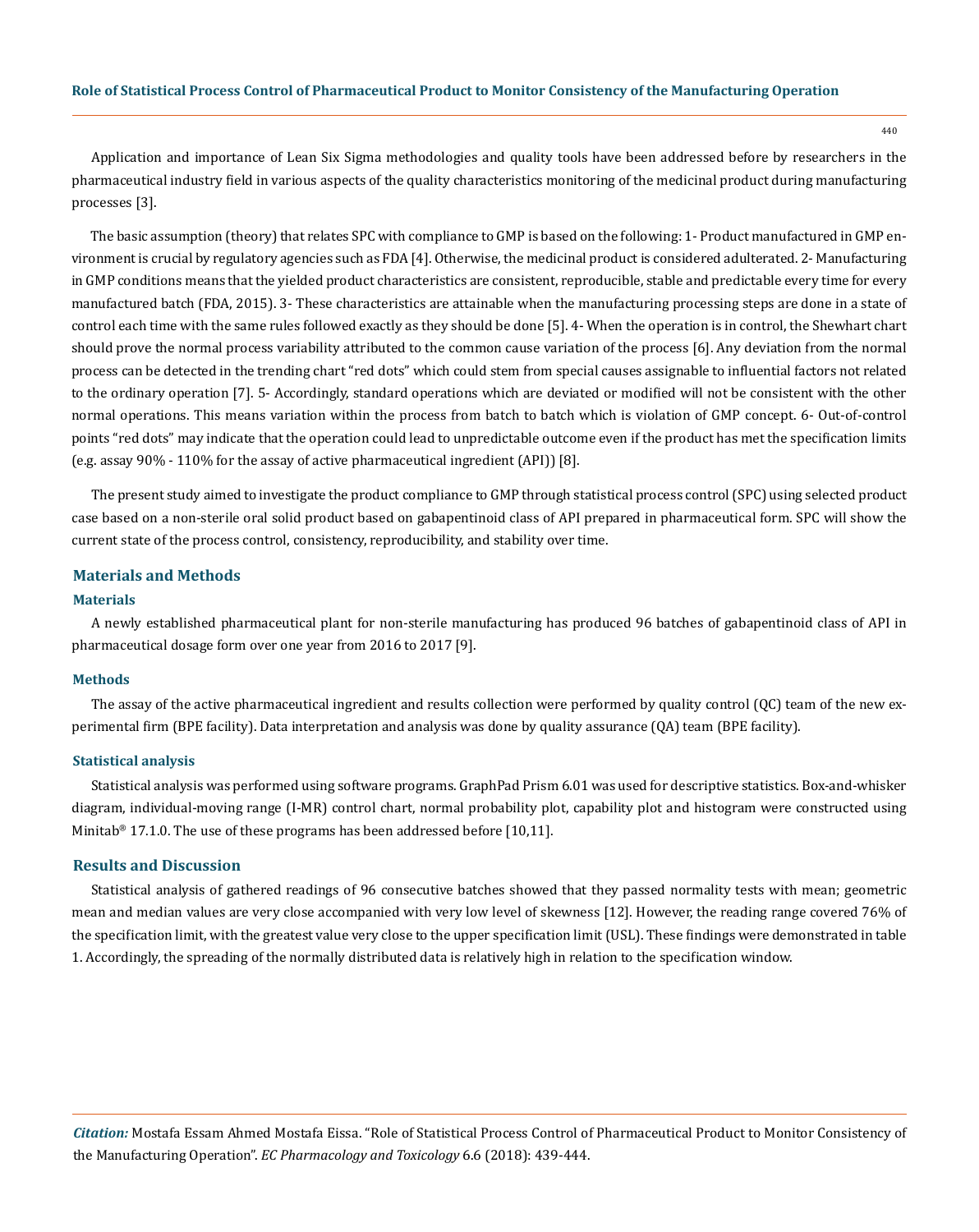Application and importance of Lean Six Sigma methodologies and quality tools have been addressed before by researchers in the pharmaceutical industry field in various aspects of the quality characteristics monitoring of the medicinal product during manufacturing processes [3].

The basic assumption (theory) that relates SPC with compliance to GMP is based on the following: 1- Product manufactured in GMP environment is crucial by regulatory agencies such as FDA [4]. Otherwise, the medicinal product is considered adulterated. 2- Manufacturing in GMP conditions means that the yielded product characteristics are consistent, reproducible, stable and predictable every time for every manufactured batch (FDA, 2015). 3- These characteristics are attainable when the manufacturing processing steps are done in a state of control each time with the same rules followed exactly as they should be done [5]. 4- When the operation is in control, the Shewhart chart should prove the normal process variability attributed to the common cause variation of the process [6]. Any deviation from the normal process can be detected in the trending chart "red dots" which could stem from special causes assignable to influential factors not related to the ordinary operation [7]. 5- Accordingly, standard operations which are deviated or modified will not be consistent with the other normal operations. This means variation within the process from batch to batch which is violation of GMP concept. 6- Out-of-control points "red dots" may indicate that the operation could lead to unpredictable outcome even if the product has met the specification limits (e.g. assay 90% - 110% for the assay of active pharmaceutical ingredient (API)) [8].

The present study aimed to investigate the product compliance to GMP through statistical process control (SPC) using selected product case based on a non-sterile oral solid product based on gabapentinoid class of API prepared in pharmaceutical form. SPC will show the current state of the process control, consistency, reproducibility, and stability over time.

## Materials and Methods

### Materials

A newly established pharmaceutical plant for non-sterile manufacturing has produced 96 batches of gabapentinoid class of API in pharmaceutical dosage form over one year from 2016 to 2017 [9].

### Methods

The assay of the active pharmaceutical ingredient and results collection were performed by quality control (QC) team of the new experimental firm (BPE facility). Data interpretation and analysis was done by quality assurance (QA) team (BPE facility).

### Statistical analysis

Statistical analysis was performed using software programs. GraphPad Prism 6.01 was used for descriptive statistics. Box-and-whisker diagram, individual-moving range (I-MR) control chart, normal probability plot, capability plot and histogram were constructed using Minitab® 17.1.0. The use of these programs has been addressed before [10,11].

## Results and Discussion

Statistical analysis of gathered readings of 96 consecutive batches showed that they passed normality tests with mean; geometric mean and median values are very close accompanied with very low level of skewness [12]. However, the reading range covered 76% of the specification limit, with the greatest value very close to the upper specification limit (USL). These findings were demonstrated in table 1. Accordingly, the spreading of the normally distributed data is relatively high in relation to the specification window.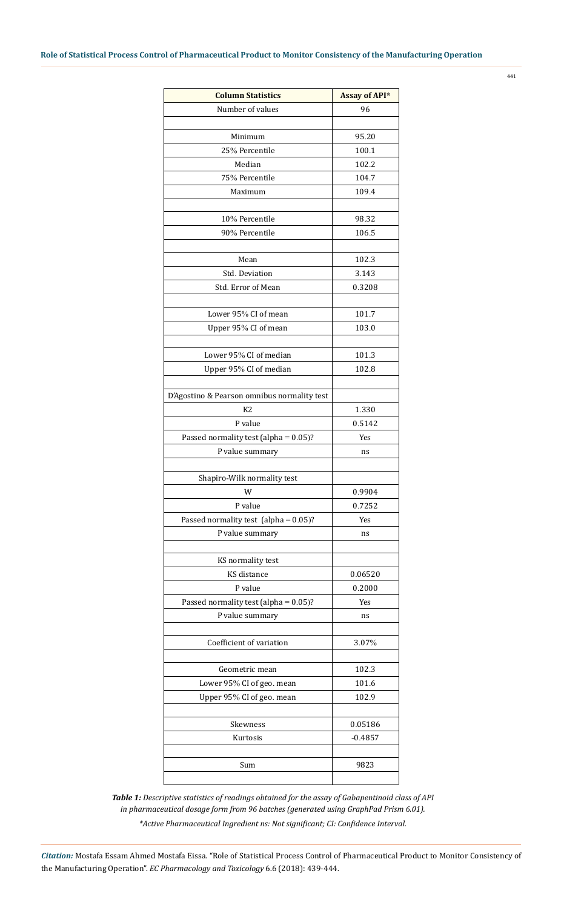| Column Statistics | Assay of API* |
|---|---|
| Number of values | 96 |
| | |
| Minimum | 95.20 |
| 25% Percentile | 100.1 |
| Median | 102.2 |
| 75% Percentile | 104.7 |
| Maximum | 109.4 |
| | |
| 10% Percentile | 98.32 |
| 90% Percentile | 106.5 |
| | |
| Mean | 102.3 |
| Std. Deviation | 3.143 |
| Std. Error of Mean | 0.3208 |
| | |
| Lower 95% CI of mean | 101.7 |
| Upper 95% CI of mean | 103.0 |
| | |
| Lower 95% CI of median | 101.3 |
| Upper 95% CI of median | 102.8 |
| | |
| D'Agostino & Pearson omnibus normality test | |
| K2 | 1.330 |
| P value | 0.5142 |
| Passed normality test (alpha = 0.05)? | Yes |
| P value summary | ns |
| | |
| Shapiro-Wilk normality test | |
| W | 0.9904 |
| P value | 0.7252 |
| Passed normality test (alpha = 0.05)? | Yes |
| P value summary | ns |
| | |
| KS normality test | |
| KS distance | 0.06520 |
| P value | 0.2000 |
| Passed normality test (alpha = 0.05)? | Yes |
| P value summary | ns |
| | |
| Coefficient of variation | 3.07% |
| | |
| Geometric mean | 102.3 |
| Lower 95% CI of geo. mean | 101.6 |
| Upper 95% CI of geo. mean | 102.9 |
| | |
| Skewness | 0.05186 |
| Kurtosis | -0.4857 |
| | |
| Sum | 9823 |
| | |

***Table 1:*** *Descriptive statistics of readings obtained for the assay of Gabapentinoid class of API in pharmaceutical dosage form from 96 batches (generated using GraphPad Prism 6.01).*

**Active Pharmaceutical Ingredient ns: Not significant; CI: Confidence Interval.*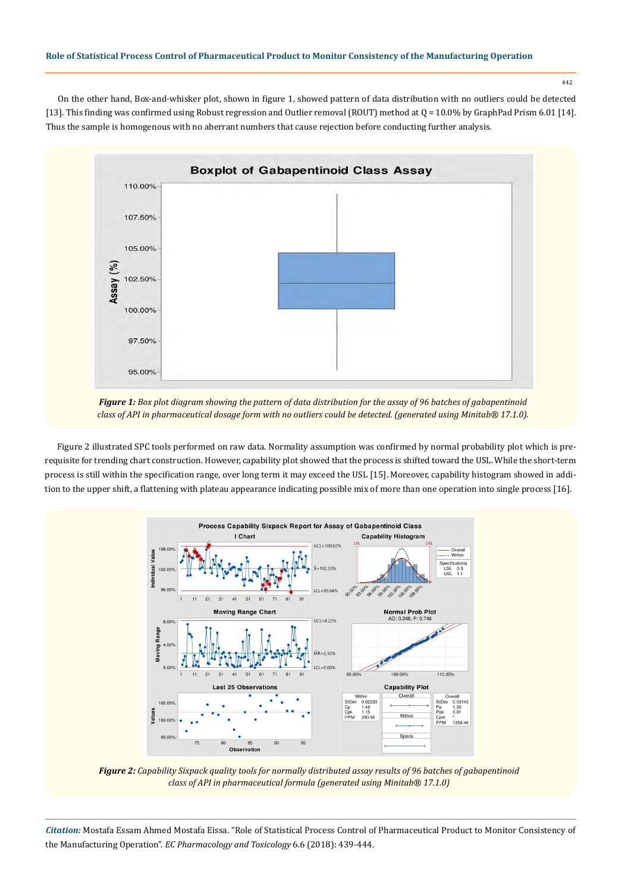On the other hand, Box-and-whisker plot, shown in figure 1, showed pattern of data distribution with no outliers could be detected [13]. This finding was confirmed using Robust regression and Outlier removal (ROUT) method at Q = 10.0% by GraphPad Prism 6.01 [14]. Thus the sample is homogenous with no aberrant numbers that cause rejection before conducting further analysis.

***Figure 1:*** *Box plot diagram showing the pattern of data distribution for the assay of 96 batches of gabapentinoid class of API in pharmaceutical dosage form with no outliers could be detected. (generated using Minitab® 17.1.0).*

Figure 2 illustrated SPC tools performed on raw data. Normality assumption was confirmed by normal probability plot which is prerequisite for trending chart construction. However, capability plot showed that the process is shifted toward the USL. While the short-term process is still within the specification range, over long term it may exceed the USL [15]. Moreover, capability histogram showed in addition to the upper shift, a flattening with plateau appearance indicating possible mix of more than one operation into single process [16].

***Figure 2:*** *Capability Sixpack quality tools for normally distributed assay results of 96 batches of gabapentinoid class of API in pharmaceutical formula (generated using Minitab® 17.1.0)*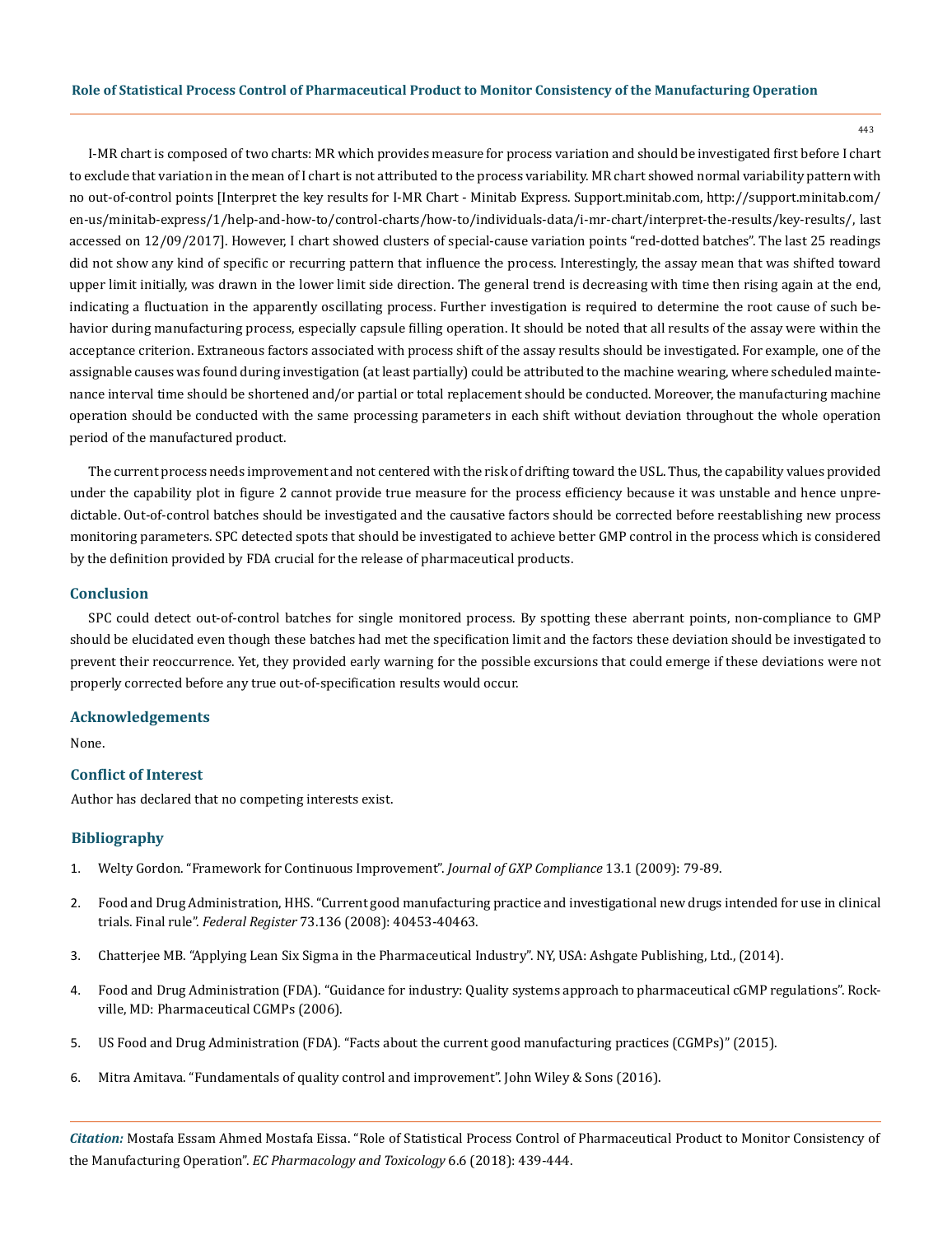I-MR chart is composed of two charts: MR which provides measure for process variation and should be investigated first before I chart to exclude that variation in the mean of I chart is not attributed to the process variability. MR chart showed normal variability pattern with no out-of-control points [Interpret the key results for I-MR Chart - Minitab Express. Support.minitab.com, http://support.minitab.com/en-us/minitab-express/1/help-and-how-to/control-charts/how-to/individuals-data/i-mr-chart/interpret-the-results/key-results/, last accessed on 12/09/2017]. However, I chart showed clusters of special-cause variation points "red-dotted batches". The last 25 readings did not show any kind of specific or recurring pattern that influence the process. Interestingly, the assay mean that was shifted toward upper limit initially, was drawn in the lower limit side direction. The general trend is decreasing with time then rising again at the end, indicating a fluctuation in the apparently oscillating process. Further investigation is required to determine the root cause of such behavior during manufacturing process, especially capsule filling operation. It should be noted that all results of the assay were within the acceptance criterion. Extraneous factors associated with process shift of the assay results should be investigated. For example, one of the assignable causes was found during investigation (at least partially) could be attributed to the machine wearing, where scheduled maintenance interval time should be shortened and/or partial or total replacement should be conducted. Moreover, the manufacturing machine operation should be conducted with the same processing parameters in each shift without deviation throughout the whole operation period of the manufactured product.

The current process needs improvement and not centered with the risk of drifting toward the USL. Thus, the capability values provided under the capability plot in figure 2 cannot provide true measure for the process efficiency because it was unstable and hence unpredictable. Out-of-control batches should be investigated and the causative factors should be corrected before reestablishing new process monitoring parameters. SPC detected spots that should be investigated to achieve better GMP control in the process which is considered by the definition provided by FDA crucial for the release of pharmaceutical products.

## Conclusion

SPC could detect out-of-control batches for single monitored process. By spotting these aberrant points, non-compliance to GMP should be elucidated even though these batches had met the specification limit and the factors these deviation should be investigated to prevent their reoccurrence. Yet, they provided early warning for the possible excursions that could emerge if these deviations were not properly corrected before any true out-of-specification results would occur.

## Acknowledgements

None.

## Conflict of Interest

Author has declared that no competing interests exist.

## Bibliography

1. Welty Gordon. "Framework for Continuous Improvement". *Journal of GXP Compliance* 13.1 (2009): 79-89.
2. Food and Drug Administration, HHS. "Current good manufacturing practice and investigational new drugs intended for use in clinical trials. Final rule". *Federal Register* 73.136 (2008): 40453-40463.
3. Chatterjee MB. "Applying Lean Six Sigma in the Pharmaceutical Industry". NY, USA: Ashgate Publishing, Ltd., (2014).
4. Food and Drug Administration (FDA). "Guidance for industry: Quality systems approach to pharmaceutical cGMP regulations". Rockville, MD: Pharmaceutical CGMPs (2006).
5. US Food and Drug Administration (FDA). "Facts about the current good manufacturing practices (CGMPs)" (2015).
6. Mitra Amitava. "Fundamentals of quality control and improvement". John Wiley & Sons (2016).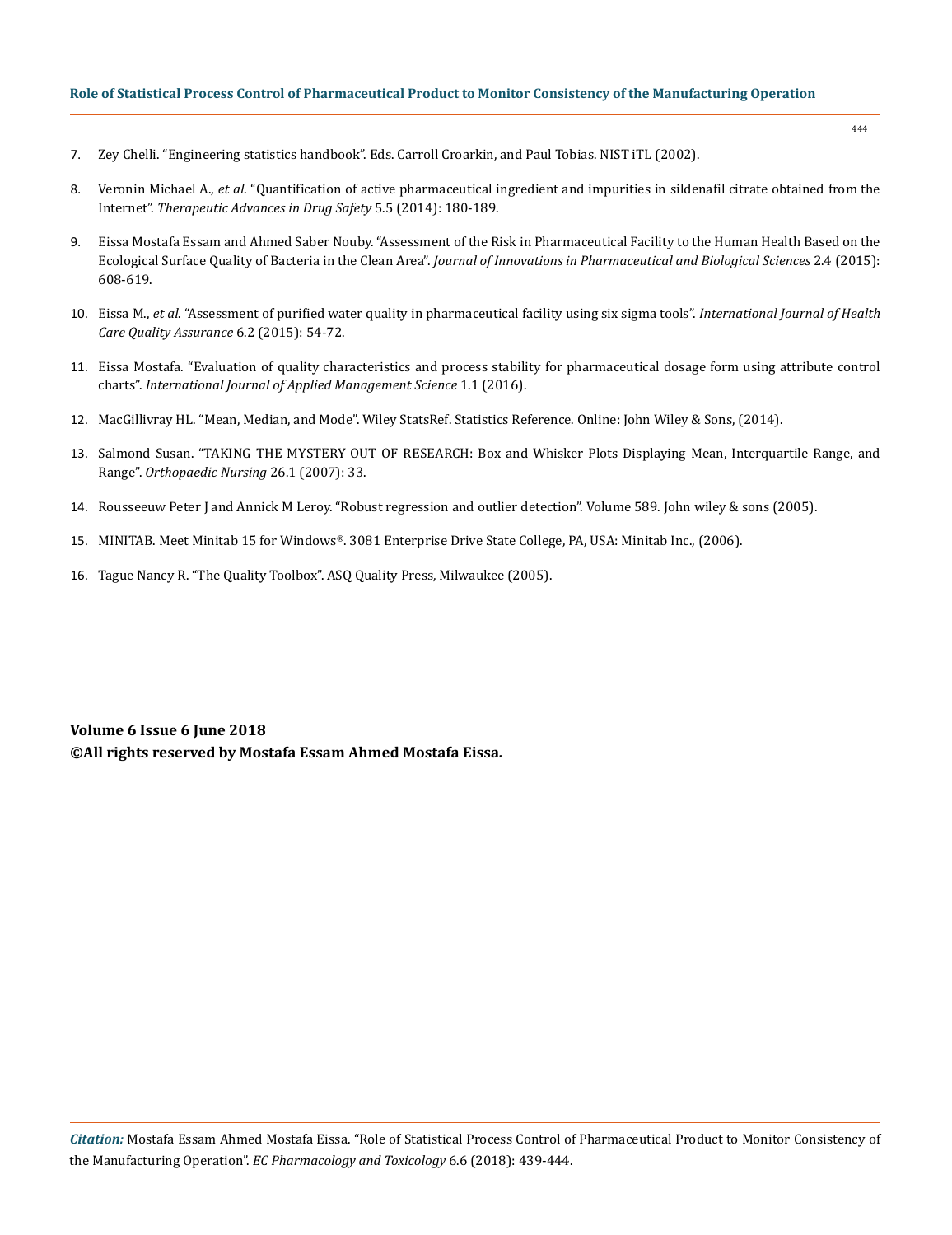7. Zey Chelli. "Engineering statistics handbook". Eds. Carroll Croarkin, and Paul Tobias. NIST iTL (2002).

8. Veronin Michael A., *et al*. "Quantification of active pharmaceutical ingredient and impurities in sildenafil citrate obtained from the Internet". *Therapeutic Advances in Drug Safety* 5.5 (2014): 180-189.

9. Eissa Mostafa Essam and Ahmed Saber Nouby. "Assessment of the Risk in Pharmaceutical Facility to the Human Health Based on the Ecological Surface Quality of Bacteria in the Clean Area". *Journal of Innovations in Pharmaceutical and Biological Sciences* 2.4 (2015): 608-619.

10. Eissa M., *et al*. "Assessment of purified water quality in pharmaceutical facility using six sigma tools". *International Journal of Health Care Quality Assurance* 6.2 (2015): 54-72.

11. Eissa Mostafa. "Evaluation of quality characteristics and process stability for pharmaceutical dosage form using attribute control charts". *International Journal of Applied Management Science* 1.1 (2016).

12. MacGillivray HL. "Mean, Median, and Mode". Wiley StatsRef. Statistics Reference. Online: John Wiley & Sons, (2014).

13. Salmond Susan. "TAKING THE MYSTERY OUT OF RESEARCH: Box and Whisker Plots Displaying Mean, Interquartile Range, and Range". *Orthopaedic Nursing* 26.1 (2007): 33.

14. Rousseeuw Peter J and Annick M Leroy. "Robust regression and outlier detection". Volume 589. John wiley & sons (2005).

15. MINITAB. Meet Minitab 15 for Windows®. 3081 Enterprise Drive State College, PA, USA: Minitab Inc., (2006).

16. Tague Nancy R. "The Quality Toolbox". ASQ Quality Press, Milwaukee (2005).

**Volume 6 Issue 6 June 2018**
**©All rights reserved by Mostafa Essam Ahmed Mostafa Eissa.**